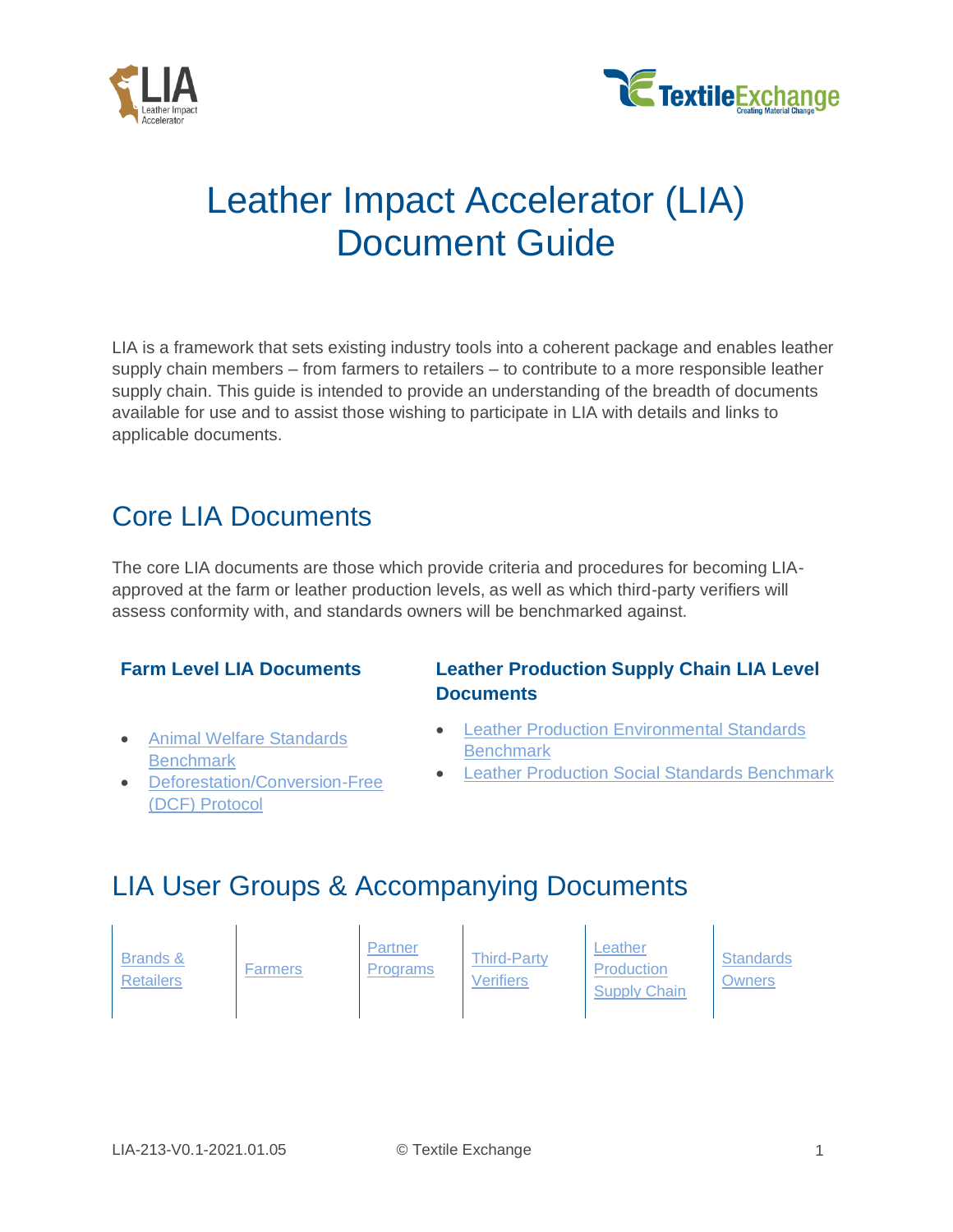# Leather Impact Accelerator (LIA) Document Guide

LIA is a framework that sets existing industry tools into a coherent package and enables leather supply chain members – from farmers to retailers – to contribute to a more responsible leather supply chain. This guide is intended to provide an understanding of the breadth of documents available for use and to assist those wishing to participate in LIA with details and links to applicable documents.

## Core LIA Documents

The core LIA documents are those which provide criteria and procedures for becoming LIA-approved at the farm or leather production levels, as well as which third-party verifiers will assess conformity with, and standards owners will be benchmarked against.

### Farm Level LIA Documents

- Animal Welfare Standards Benchmark
- Deforestation/Conversion-Free (DCF) Protocol

### Leather Production Supply Chain LIA Level Documents

- Leather Production Environmental Standards Benchmark
- Leather Production Social Standards Benchmark

## LIA User Groups & Accompanying Documents

| Brands & Retailers | Farmers | Partner Programs | Third-Party Verifiers | Leather Production Supply Chain | Standards Owners |
|---|---|---|---|---|---|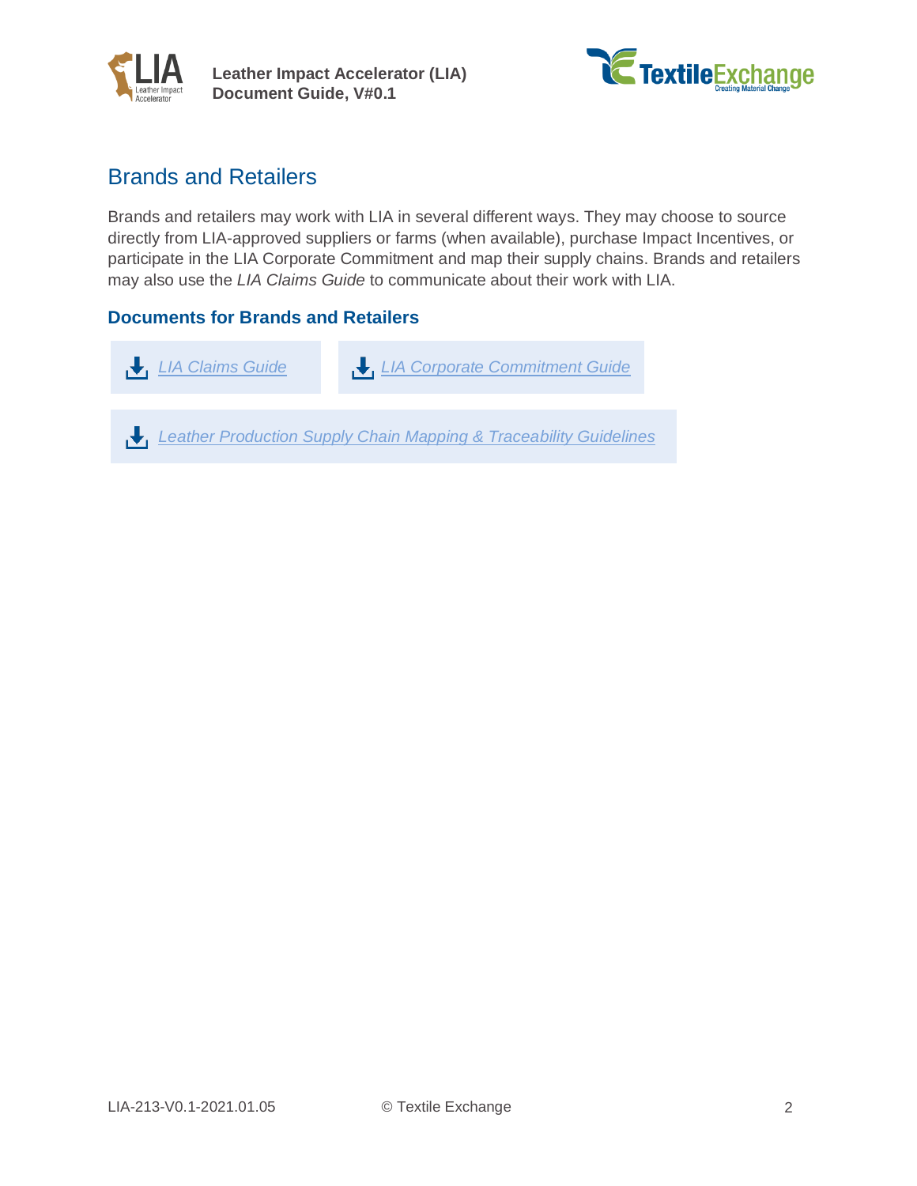## Brands and Retailers

Brands and retailers may work with LIA in several different ways. They may choose to source directly from LIA-approved suppliers or farms (when available), purchase Impact Incentives, or participate in the LIA Corporate Commitment and map their supply chains. Brands and retailers may also use the *LIA Claims Guide* to communicate about their work with LIA.

### Documents for Brands and Retailers

- *LIA Claims Guide*
- *LIA Corporate Commitment Guide*
- *Leather Production Supply Chain Mapping & Traceability Guidelines*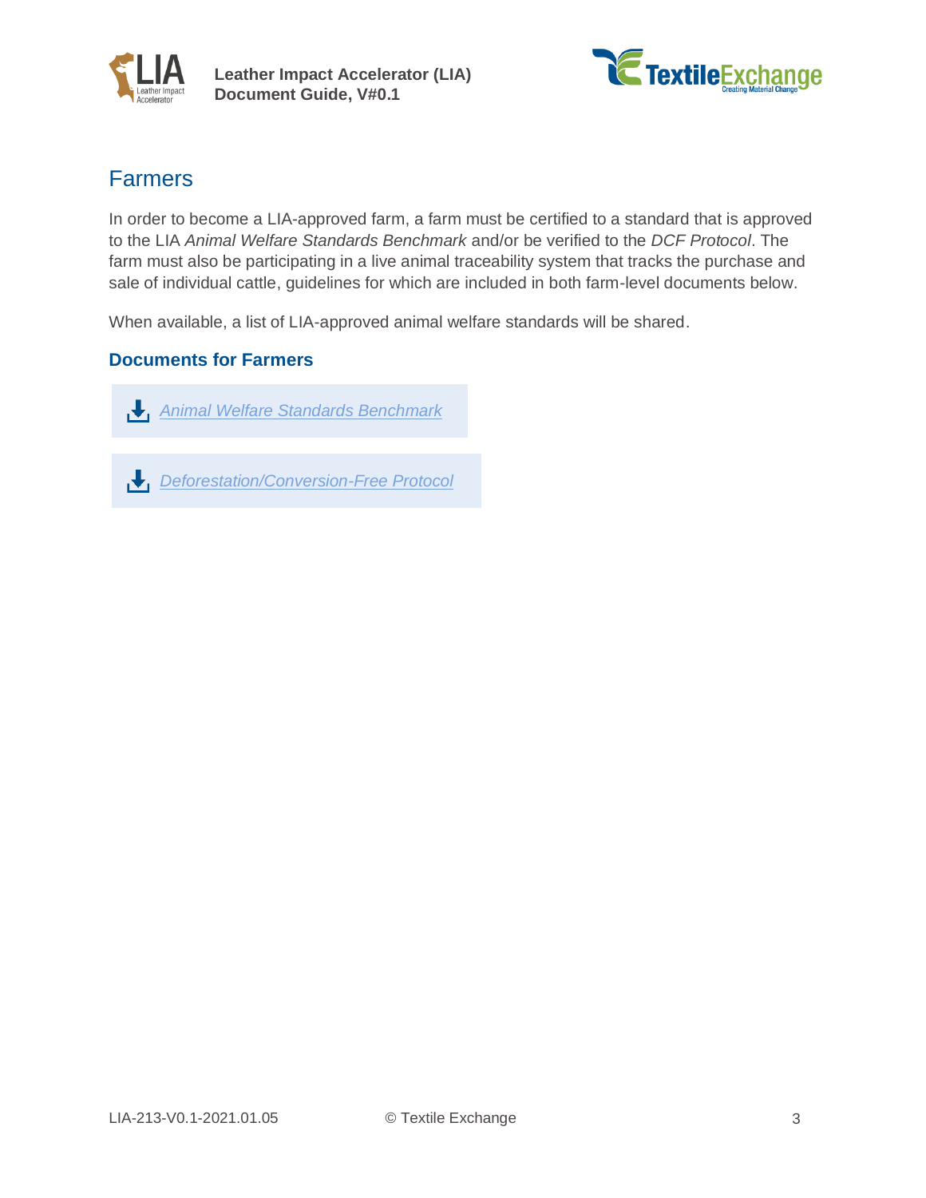## Farmers

In order to become a LIA-approved farm, a farm must be certified to a standard that is approved to the LIA *Animal Welfare Standards Benchmark* and/or be verified to the *DCF Protocol*. The farm must also be participating in a live animal traceability system that tracks the purchase and sale of individual cattle, guidelines for which are included in both farm-level documents below.

When available, a list of LIA-approved animal welfare standards will be shared.

### Documents for Farmers

- *Animal Welfare Standards Benchmark*
- *Deforestation/Conversion-Free Protocol*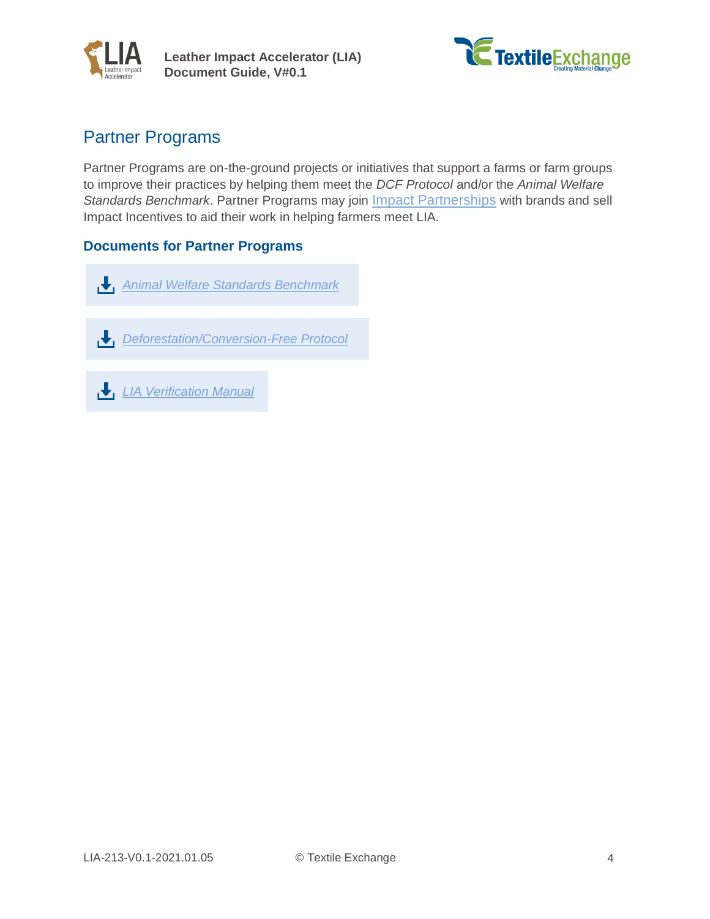## Partner Programs

Partner Programs are on-the-ground projects or initiatives that support a farms or farm groups to improve their practices by helping them meet the *DCF Protocol* and/or the *Animal Welfare Standards Benchmark*. Partner Programs may join Impact Partnerships with brands and sell Impact Incentives to aid their work in helping farmers meet LIA.

### Documents for Partner Programs

- *Animal Welfare Standards Benchmark*
- *Deforestation/Conversion-Free Protocol*
- *LIA Verification Manual*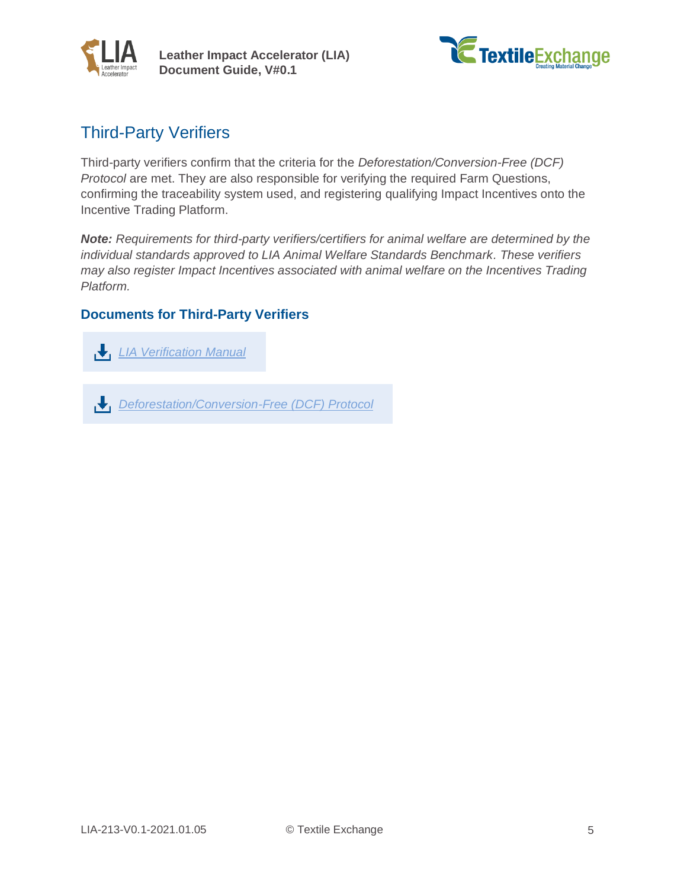## Third-Party Verifiers

Third-party verifiers confirm that the criteria for the *Deforestation/Conversion-Free (DCF) Protocol* are met. They are also responsible for verifying the required Farm Questions, confirming the traceability system used, and registering qualifying Impact Incentives onto the Incentive Trading Platform.

***Note:*** *Requirements for third-party verifiers/certifiers for animal welfare are determined by the individual standards approved to LIA Animal Welfare Standards Benchmark. These verifiers may also register Impact Incentives associated with animal welfare on the Incentives Trading Platform.*

### Documents for Third-Party Verifiers

- *LIA Verification Manual*
- *Deforestation/Conversion-Free (DCF) Protocol*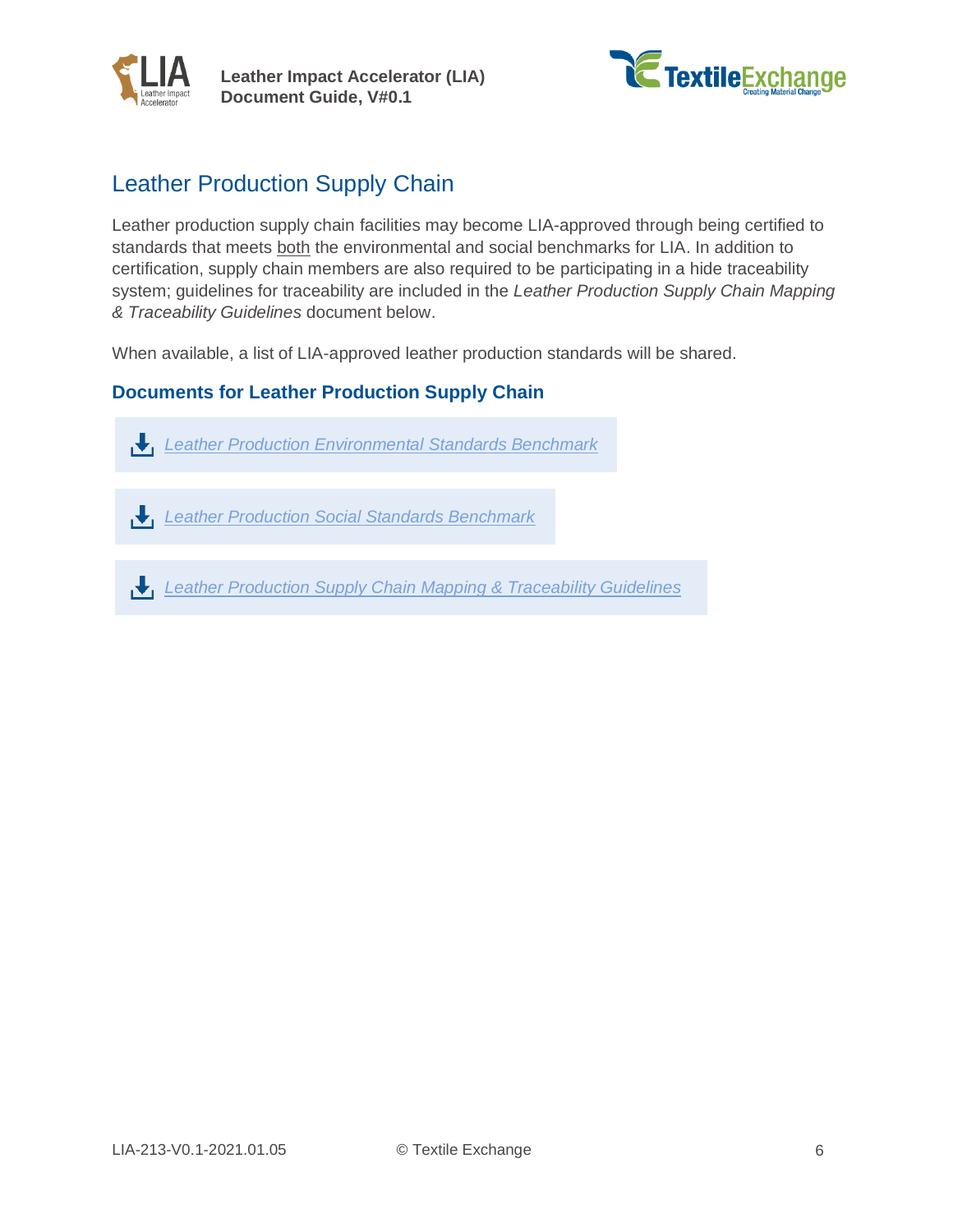## Leather Production Supply Chain

Leather production supply chain facilities may become LIA-approved through being certified to standards that meets both the environmental and social benchmarks for LIA. In addition to certification, supply chain members are also required to be participating in a hide traceability system; guidelines for traceability are included in the *Leather Production Supply Chain Mapping & Traceability Guidelines* document below.

When available, a list of LIA-approved leather production standards will be shared.

### Documents for Leather Production Supply Chain

- *Leather Production Environmental Standards Benchmark*
- *Leather Production Social Standards Benchmark*
- *Leather Production Supply Chain Mapping & Traceability Guidelines*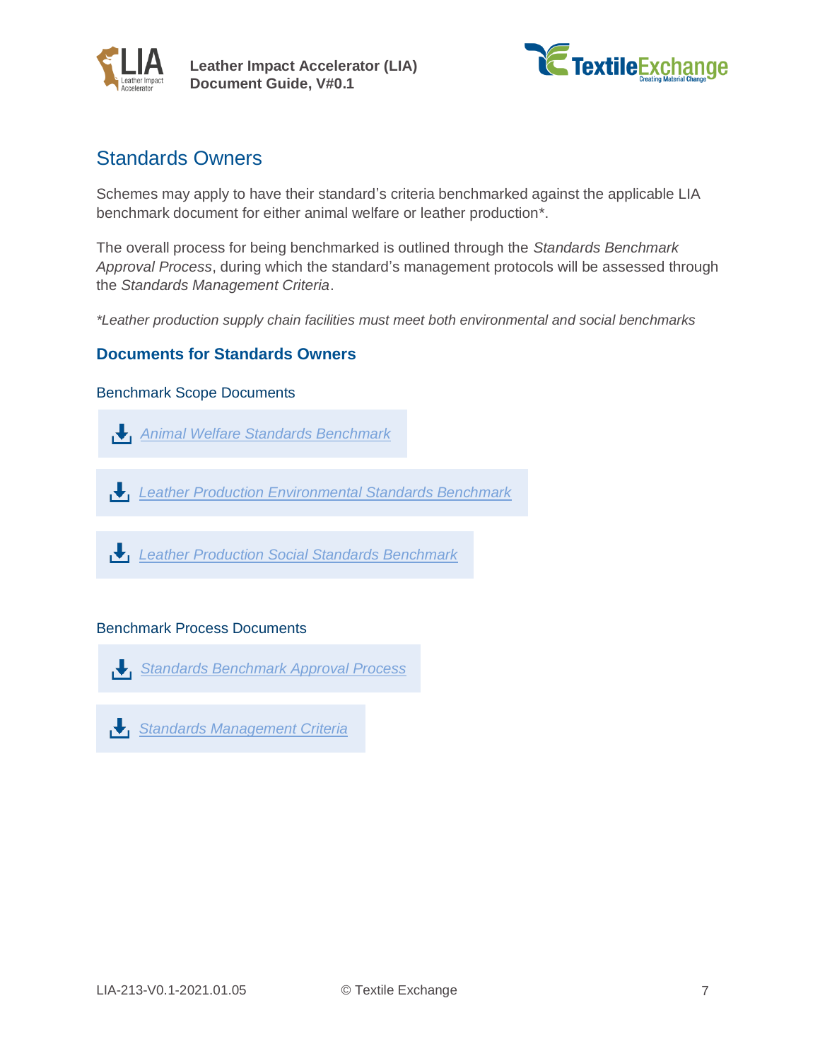## Standards Owners

Schemes may apply to have their standard's criteria benchmarked against the applicable LIA benchmark document for either animal welfare or leather production*.

The overall process for being benchmarked is outlined through the *Standards Benchmark Approval Process*, during which the standard's management protocols will be assessed through the *Standards Management Criteria*.

*\*Leather production supply chain facilities must meet both environmental and social benchmarks*

### Documents for Standards Owners

#### Benchmark Scope Documents

- *Animal Welfare Standards Benchmark*
- *Leather Production Environmental Standards Benchmark*
- *Leather Production Social Standards Benchmark*

#### Benchmark Process Documents

- *Standards Benchmark Approval Process*
- *Standards Management Criteria*